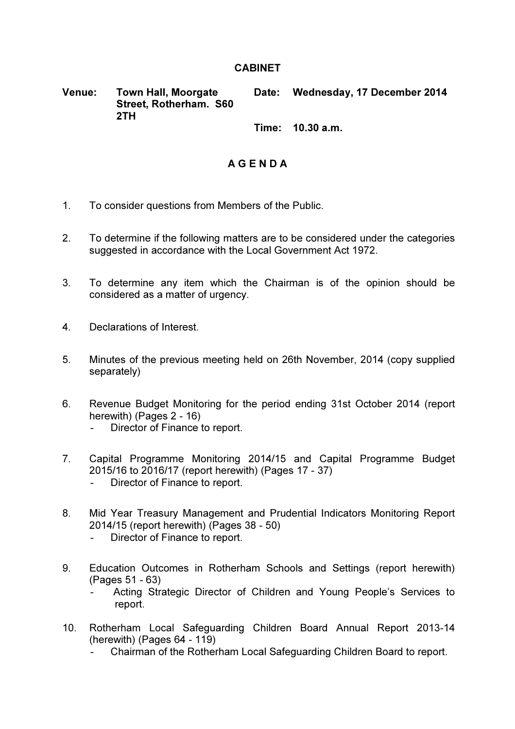# CABINET

**Venue:** Town Hall, Moorgate Street, Rotherham. S60 2TH

**Date:** Wednesday, 17 December 2014

**Time:** 10.30 a.m.

## A G E N D A

1. To consider questions from Members of the Public.

2. To determine if the following matters are to be considered under the categories suggested in accordance with the Local Government Act 1972.

3. To determine any item which the Chairman is of the opinion should be considered as a matter of urgency.

4. Declarations of Interest.

5. Minutes of the previous meeting held on 26th November, 2014 (copy supplied separately)

6. Revenue Budget Monitoring for the period ending 31st October 2014 (report herewith) (Pages 2 - 16)
   - Director of Finance to report.

7. Capital Programme Monitoring 2014/15 and Capital Programme Budget 2015/16 to 2016/17 (report herewith) (Pages 17 - 37)
   - Director of Finance to report.

8. Mid Year Treasury Management and Prudential Indicators Monitoring Report 2014/15 (report herewith) (Pages 38 - 50)
   - Director of Finance to report.

9. Education Outcomes in Rotherham Schools and Settings (report herewith) (Pages 51 - 63)
   - Acting Strategic Director of Children and Young People's Services to report.

10. Rotherham Local Safeguarding Children Board Annual Report 2013-14 (herewith) (Pages 64 - 119)
    - Chairman of the Rotherham Local Safeguarding Children Board to report.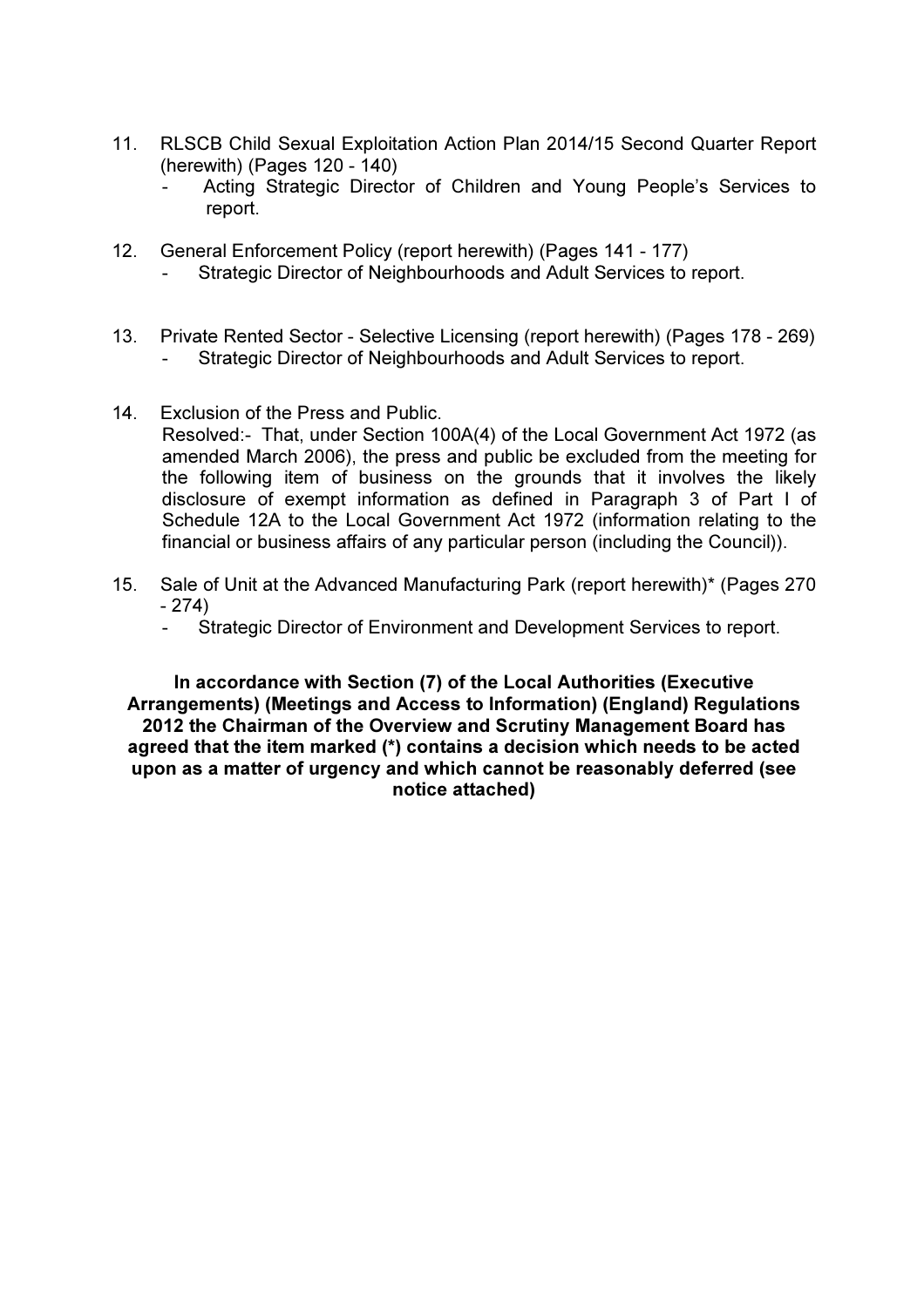11. RLSCB Child Sexual Exploitation Action Plan 2014/15 Second Quarter Report (herewith) (Pages 120 - 140)
    - Acting Strategic Director of Children and Young People's Services to report.

12. General Enforcement Policy (report herewith) (Pages 141 - 177)
    - Strategic Director of Neighbourhoods and Adult Services to report.

13. Private Rented Sector - Selective Licensing (report herewith) (Pages 178 - 269)
    - Strategic Director of Neighbourhoods and Adult Services to report.

14. Exclusion of the Press and Public.
    Resolved:- That, under Section 100A(4) of the Local Government Act 1972 (as amended March 2006), the press and public be excluded from the meeting for the following item of business on the grounds that it involves the likely disclosure of exempt information as defined in Paragraph 3 of Part I of Schedule 12A to the Local Government Act 1972 (information relating to the financial or business affairs of any particular person (including the Council)).

15. Sale of Unit at the Advanced Manufacturing Park (report herewith)* (Pages 270 - 274)
    - Strategic Director of Environment and Development Services to report.

**In accordance with Section (7) of the Local Authorities (Executive Arrangements) (Meetings and Access to Information) (England) Regulations 2012 the Chairman of the Overview and Scrutiny Management Board has agreed that the item marked (*) contains a decision which needs to be acted upon as a matter of urgency and which cannot be reasonably deferred (see notice attached)**